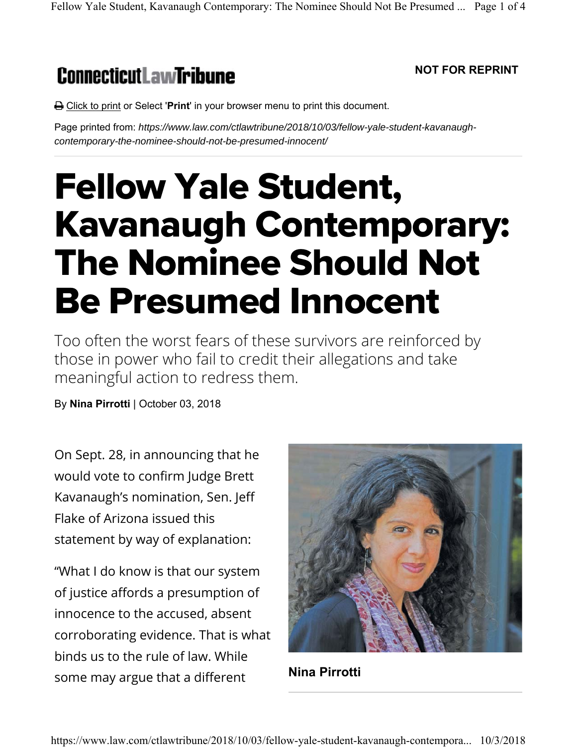**Connecticut Law Tribune**

**NOT FOR REPRINT**

Click to print or Select '**Print**' in your browser menu to print this document.

Page printed from: *https://www.law.com/ctlawtribune/2018/10/03/fellow-yale-student-kavanaugh-contemporary-the-nominee-should-not-be-presumed-innocent/*

# Fellow Yale Student, Kavanaugh Contemporary: The Nominee Should Not Be Presumed Innocent

Too often the worst fears of these survivors are reinforced by those in power who fail to credit their allegations and take meaningful action to redress them.

By **Nina Pirrotti** | October 03, 2018

**Nina Pirrotti**

On Sept. 28, in announcing that he would vote to confirm Judge Brett Kavanaugh's nomination, Sen. Jeff Flake of Arizona issued this statement by way of explanation:

"What I do know is that our system of justice affords a presumption of innocence to the accused, absent corroborating evidence. That is what binds us to the rule of law. While some may argue that a different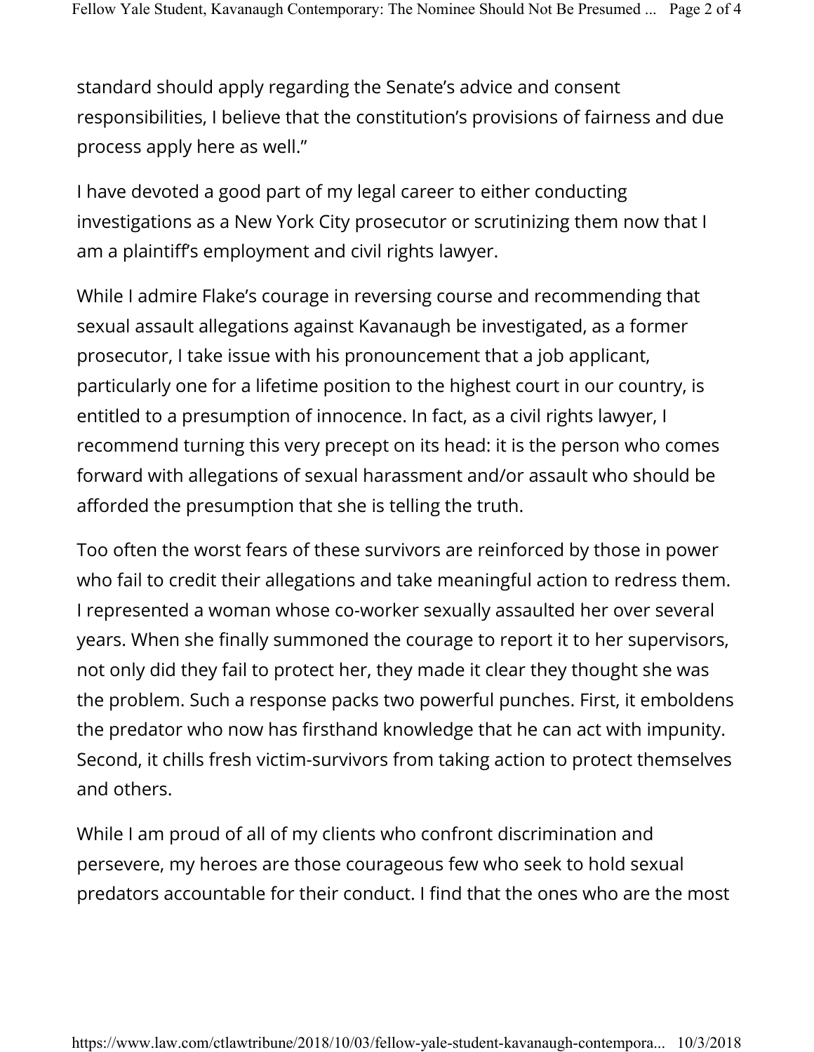standard should apply regarding the Senate's advice and consent responsibilities, I believe that the constitution's provisions of fairness and due process apply here as well."

I have devoted a good part of my legal career to either conducting investigations as a New York City prosecutor or scrutinizing them now that I am a plaintiff's employment and civil rights lawyer.

While I admire Flake's courage in reversing course and recommending that sexual assault allegations against Kavanaugh be investigated, as a former prosecutor, I take issue with his pronouncement that a job applicant, particularly one for a lifetime position to the highest court in our country, is entitled to a presumption of innocence. In fact, as a civil rights lawyer, I recommend turning this very precept on its head: it is the person who comes forward with allegations of sexual harassment and/or assault who should be afforded the presumption that she is telling the truth.

Too often the worst fears of these survivors are reinforced by those in power who fail to credit their allegations and take meaningful action to redress them. I represented a woman whose co-worker sexually assaulted her over several years. When she finally summoned the courage to report it to her supervisors, not only did they fail to protect her, they made it clear they thought she was the problem. Such a response packs two powerful punches. First, it emboldens the predator who now has firsthand knowledge that he can act with impunity. Second, it chills fresh victim-survivors from taking action to protect themselves and others.

While I am proud of all of my clients who confront discrimination and persevere, my heroes are those courageous few who seek to hold sexual predators accountable for their conduct. I find that the ones who are the most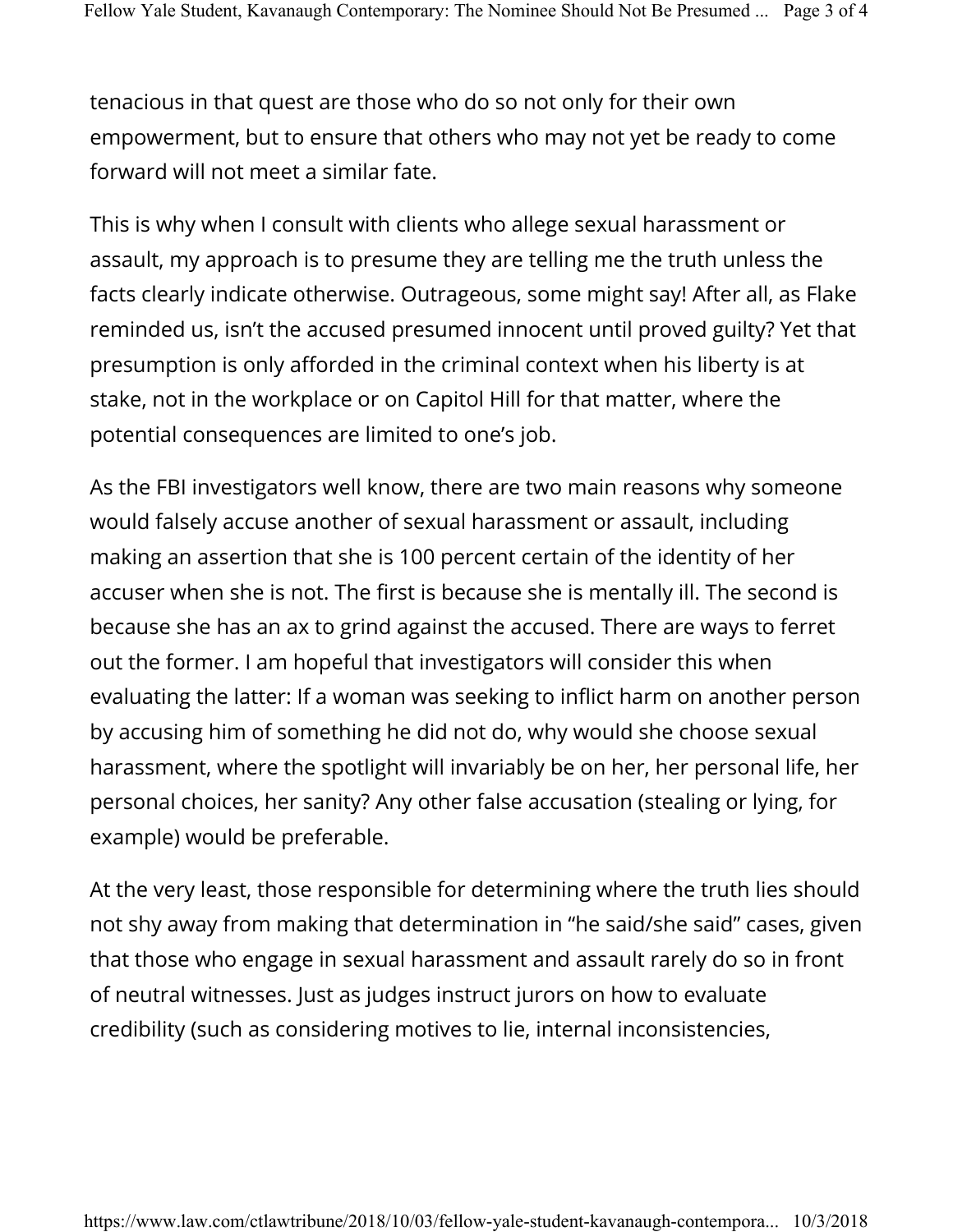tenacious in that quest are those who do so not only for their own empowerment, but to ensure that others who may not yet be ready to come forward will not meet a similar fate.

This is why when I consult with clients who allege sexual harassment or assault, my approach is to presume they are telling me the truth unless the facts clearly indicate otherwise. Outrageous, some might say! After all, as Flake reminded us, isn't the accused presumed innocent until proved guilty? Yet that presumption is only afforded in the criminal context when his liberty is at stake, not in the workplace or on Capitol Hill for that matter, where the potential consequences are limited to one's job.

As the FBI investigators well know, there are two main reasons why someone would falsely accuse another of sexual harassment or assault, including making an assertion that she is 100 percent certain of the identity of her accuser when she is not. The first is because she is mentally ill. The second is because she has an ax to grind against the accused. There are ways to ferret out the former. I am hopeful that investigators will consider this when evaluating the latter: If a woman was seeking to inflict harm on another person by accusing him of something he did not do, why would she choose sexual harassment, where the spotlight will invariably be on her, her personal life, her personal choices, her sanity? Any other false accusation (stealing or lying, for example) would be preferable.

At the very least, those responsible for determining where the truth lies should not shy away from making that determination in "he said/she said" cases, given that those who engage in sexual harassment and assault rarely do so in front of neutral witnesses. Just as judges instruct jurors on how to evaluate credibility (such as considering motives to lie, internal inconsistencies,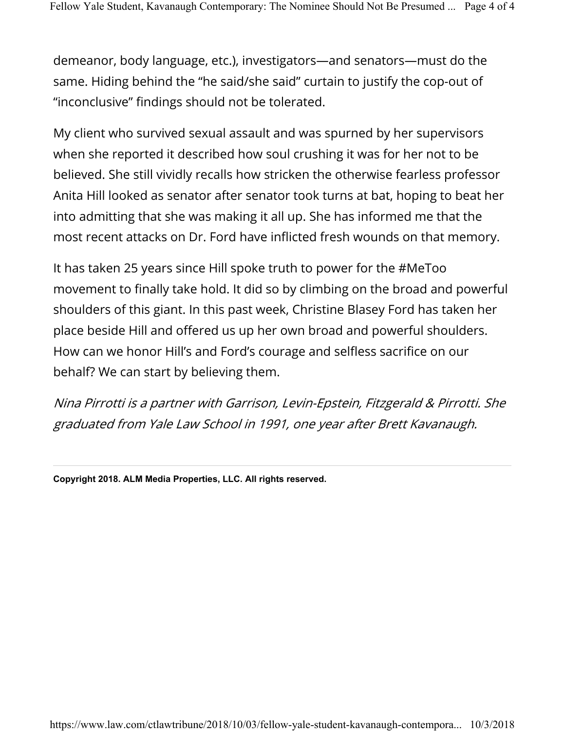demeanor, body language, etc.), investigators—and senators—must do the same. Hiding behind the "he said/she said" curtain to justify the cop-out of "inconclusive" findings should not be tolerated.

My client who survived sexual assault and was spurned by her supervisors when she reported it described how soul crushing it was for her not to be believed. She still vividly recalls how stricken the otherwise fearless professor Anita Hill looked as senator after senator took turns at bat, hoping to beat her into admitting that she was making it all up. She has informed me that the most recent attacks on Dr. Ford have inflicted fresh wounds on that memory.

It has taken 25 years since Hill spoke truth to power for the #MeToo movement to finally take hold. It did so by climbing on the broad and powerful shoulders of this giant. In this past week, Christine Blasey Ford has taken her place beside Hill and offered us up her own broad and powerful shoulders. How can we honor Hill's and Ford's courage and selfless sacrifice on our behalf? We can start by believing them.

*Nina Pirrotti is a partner with Garrison, Levin-Epstein, Fitzgerald & Pirrotti. She graduated from Yale Law School in 1991, one year after Brett Kavanaugh.*

---

**Copyright 2018. ALM Media Properties, LLC. All rights reserved.**